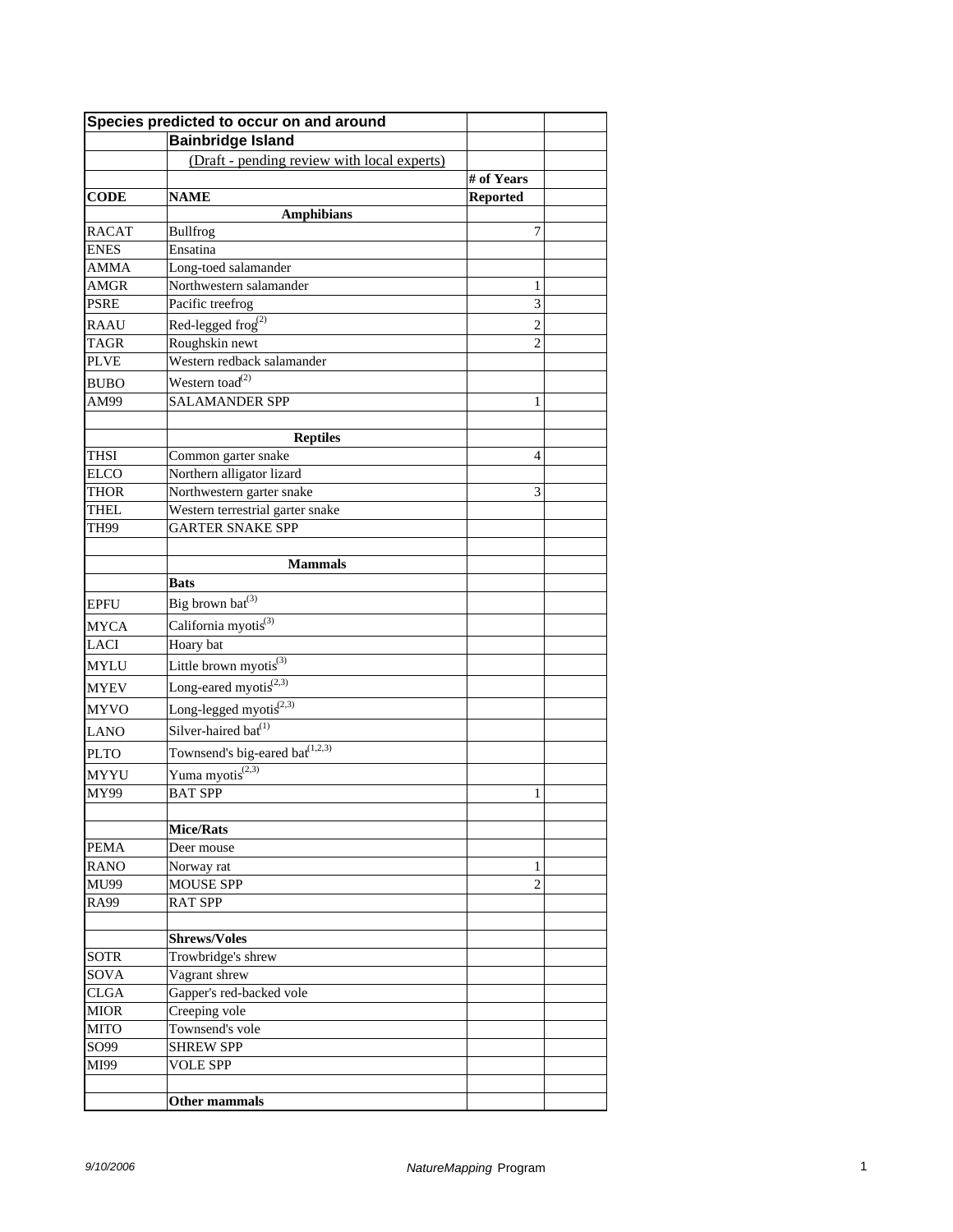| Species predicted to occur on and around | | | |
|---|---|---|---|
| | **Bainbridge Island** | | |
| | (Draft - pending review with local experts) | | |
| | | **# of Years** | |
| **CODE** | **NAME** | **Reported** | |
| | **Amphibians** | | |
| RACAT | Bullfrog | 7 | |
| ENES | Ensatina | | |
| AMMA | Long-toed salamander | | |
| AMGR | Northwestern salamander | 1 | |
| PSRE | Pacific treefrog | 3 | |
| RAAU | Red-legged frog[(2)] | 2 | |
| TAGR | Roughskin newt | 2 | |
| PLVE | Western redback salamander | | |
| BUBO | Western toad[(2)] | | |
| AM99 | SALAMANDER SPP | 1 | |
| | | | |
| | **Reptiles** | | |
| THSI | Common garter snake | 4 | |
| ELCO | Northern alligator lizard | | |
| THOR | Northwestern garter snake | 3 | |
| THEL | Western terrestrial garter snake | | |
| TH99 | GARTER SNAKE SPP | | |
| | | | |
| | **Mammals** | | |
| | **Bats** | | |
| EPFU | Big brown bat[(3)] | | |
| MYCA | California myotis[(3)] | | |
| LACI | Hoary bat | | |
| MYLU | Little brown myotis[(3)] | | |
| MYEV | Long-eared myotis[(2,3)] | | |
| MYVO | Long-legged myotis[(2,3)] | | |
| LANO | Silver-haired bat[(1)] | | |
| PLTO | Townsend's big-eared bat[(1,2,3)] | | |
| MYYU | Yuma myotis[(2,3)] | | |
| MY99 | BAT SPP | 1 | |
| | | | |
| | **Mice/Rats** | | |
| PEMA | Deer mouse | | |
| RANO | Norway rat | 1 | |
| MU99 | MOUSE SPP | 2 | |
| RA99 | RAT SPP | | |
| | | | |
| | **Shrews/Voles** | | |
| SOTR | Trowbridge's shrew | | |
| SOVA | Vagrant shrew | | |
| CLGA | Gapper's red-backed vole | | |
| MIOR | Creeping vole | | |
| MITO | Townsend's vole | | |
| SO99 | SHREW SPP | | |
| MI99 | VOLE SPP | | |
| | | | |
| | **Other mammals** | | |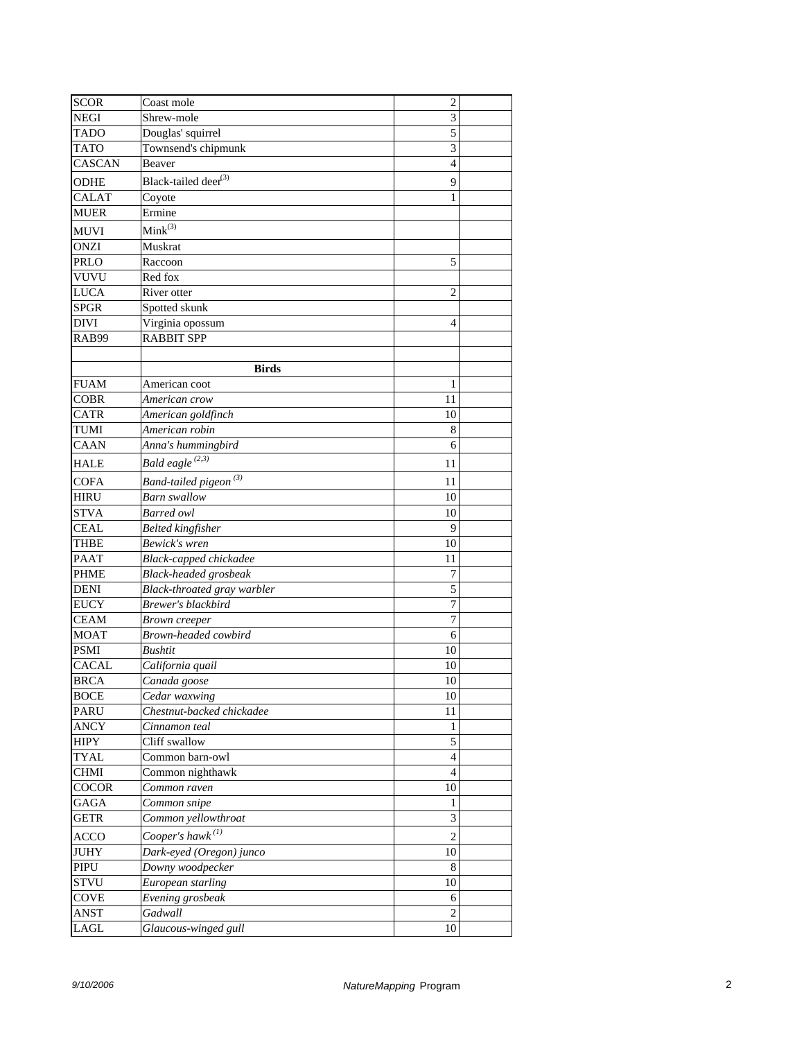| | | | |
|---|---|---|---|
| SCOR | Coast mole | 2 | |
| NEGI | Shrew-mole | 3 | |
| TADO | Douglas' squirrel | 5 | |
| TATO | Townsend's chipmunk | 3 | |
| CASCAN | Beaver | 4 | |
| ODHE | Black-tailed deer[3] | 9 | |
| CALAT | Coyote | 1 | |
| MUER | Ermine | | |
| MUVI | Mink[3] | | |
| ONZI | Muskrat | | |
| PRLO | Raccoon | 5 | |
| VUVU | Red fox | | |
| LUCA | River otter | 2 | |
| SPGR | Spotted skunk | | |
| DIVI | Virginia opossum | 4 | |
| RAB99 | RABBIT SPP | | |
| | | | |
| | **Birds** | | |
| FUAM | American coot | 1 | |
| COBR | *American crow* | 11 | |
| CATR | *American goldfinch* | 10 | |
| TUMI | *American robin* | 8 | |
| CAAN | *Anna's hummingbird* | 6 | |
| HALE | *Bald eagle* [2,3] | 11 | |
| COFA | *Band-tailed pigeon* [3] | 11 | |
| HIRU | *Barn swallow* | 10 | |
| STVA | *Barred owl* | 10 | |
| CEAL | *Belted kingfisher* | 9 | |
| THBE | *Bewick's wren* | 10 | |
| PAAT | *Black-capped chickadee* | 11 | |
| PHME | *Black-headed grosbeak* | 7 | |
| DENI | *Black-throated gray warbler* | 5 | |
| EUCY | *Brewer's blackbird* | 7 | |
| CEAM | *Brown creeper* | 7 | |
| MOAT | *Brown-headed cowbird* | 6 | |
| PSMI | *Bushtit* | 10 | |
| CACAL | *California quail* | 10 | |
| BRCA | *Canada goose* | 10 | |
| BOCE | *Cedar waxwing* | 10 | |
| PARU | *Chestnut-backed chickadee* | 11 | |
| ANCY | *Cinnamon teal* | 1 | |
| HIPY | Cliff swallow | 5 | |
| TYAL | Common barn-owl | 4 | |
| CHMI | Common nighthawk | 4 | |
| COCOR | *Common raven* | 10 | |
| GAGA | *Common snipe* | 1 | |
| GETR | *Common yellowthroat* | 3 | |
| ACCO | *Cooper's hawk* [1] | 2 | |
| JUHY | *Dark-eyed (Oregon) junco* | 10 | |
| PIPU | *Downy woodpecker* | 8 | |
| STVU | *European starling* | 10 | |
| COVE | *Evening grosbeak* | 6 | |
| ANST | *Gadwall* | 2 | |
| LAGL | *Glaucous-winged gull* | 10 | |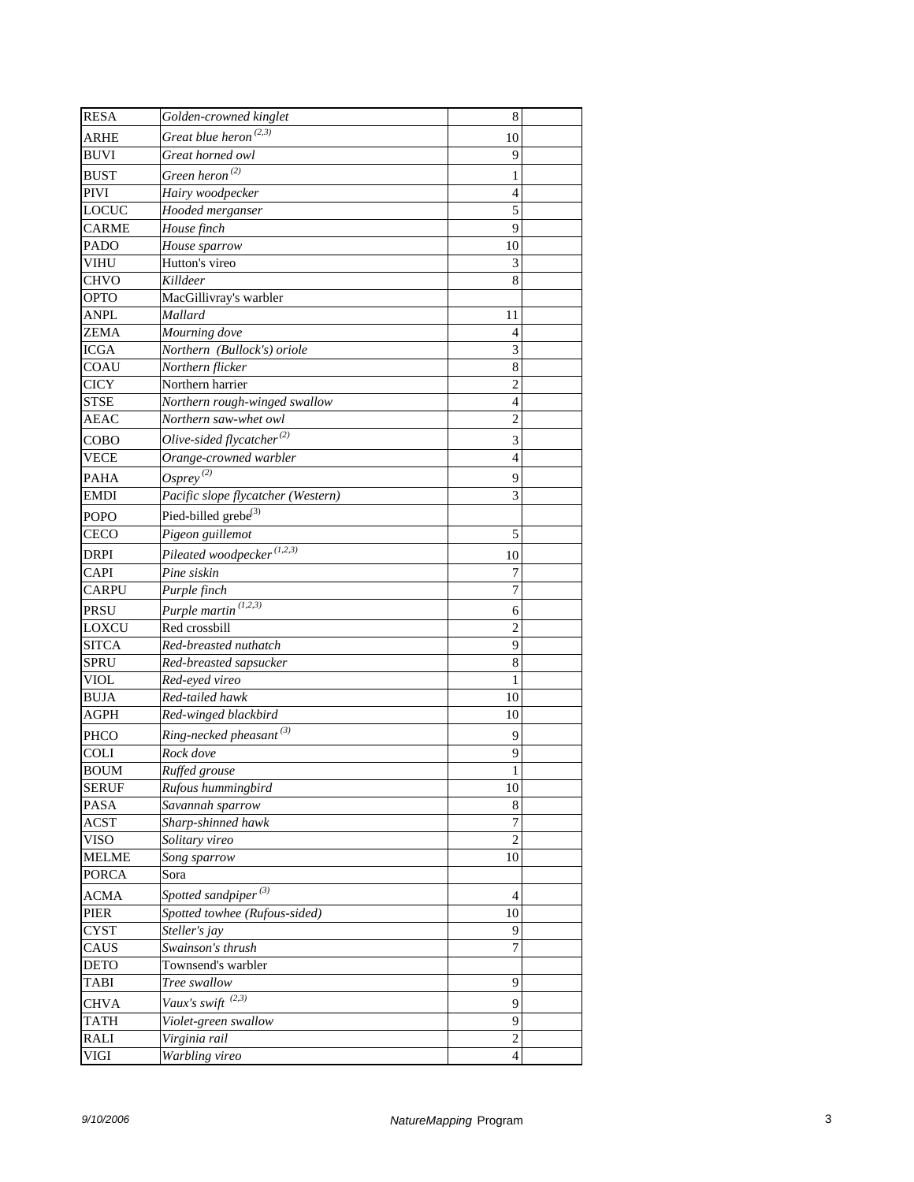| | | | |
|---|---|---|---|
| RESA | *Golden-crowned kinglet* | 8 | |
| ARHE | *Great blue heron* [2,3] | 10 | |
| BUVI | *Great horned owl* | 9 | |
| BUST | *Green heron* [2] | 1 | |
| PIVI | *Hairy woodpecker* | 4 | |
| LOCUC | *Hooded merganser* | 5 | |
| CARME | *House finch* | 9 | |
| PADO | *House sparrow* | 10 | |
| VIHU | Hutton's vireo | 3 | |
| CHVO | *Killdeer* | 8 | |
| OPTO | MacGillivray's warbler | | |
| ANPL | *Mallard* | 11 | |
| ZEMA | *Mourning dove* | 4 | |
| ICGA | *Northern (Bullock's) oriole* | 3 | |
| COAU | *Northern flicker* | 8 | |
| CICY | Northern harrier | 2 | |
| STSE | *Northern rough-winged swallow* | 4 | |
| AEAC | *Northern saw-whet owl* | 2 | |
| COBO | *Olive-sided flycatcher* [2] | 3 | |
| VECE | *Orange-crowned warbler* | 4 | |
| PAHA | *Osprey* [2] | 9 | |
| EMDI | *Pacific slope flycatcher (Western)* | 3 | |
| POPO | Pied-billed grebe[3] | | |
| CECO | *Pigeon guillemot* | 5 | |
| DRPI | *Pileated woodpecker* [1,2,3] | 10 | |
| CAPI | *Pine siskin* | 7 | |
| CARPU | *Purple finch* | 7 | |
| PRSU | *Purple martin* [1,2,3] | 6 | |
| LOXCU | Red crossbill | 2 | |
| SITCA | *Red-breasted nuthatch* | 9 | |
| SPRU | *Red-breasted sapsucker* | 8 | |
| VIOL | *Red-eyed vireo* | 1 | |
| BUJA | *Red-tailed hawk* | 10 | |
| AGPH | *Red-winged blackbird* | 10 | |
| PHCO | *Ring-necked pheasant* [3] | 9 | |
| COLI | *Rock dove* | 9 | |
| BOUM | *Ruffed grouse* | 1 | |
| SERUF | *Rufous hummingbird* | 10 | |
| PASA | *Savannah sparrow* | 8 | |
| ACST | *Sharp-shinned hawk* | 7 | |
| VISO | *Solitary vireo* | 2 | |
| MELME | *Song sparrow* | 10 | |
| PORCA | Sora | | |
| ACMA | *Spotted sandpiper* [3] | 4 | |
| PIER | *Spotted towhee (Rufous-sided)* | 10 | |
| CYST | *Steller's jay* | 9 | |
| CAUS | *Swainson's thrush* | 7 | |
| DETO | Townsend's warbler | | |
| TABI | *Tree swallow* | 9 | |
| CHVA | *Vaux's swift* [2,3] | 9 | |
| TATH | *Violet-green swallow* | 9 | |
| RALI | *Virginia rail* | 2 | |
| VIGI | *Warbling vireo* | 4 | |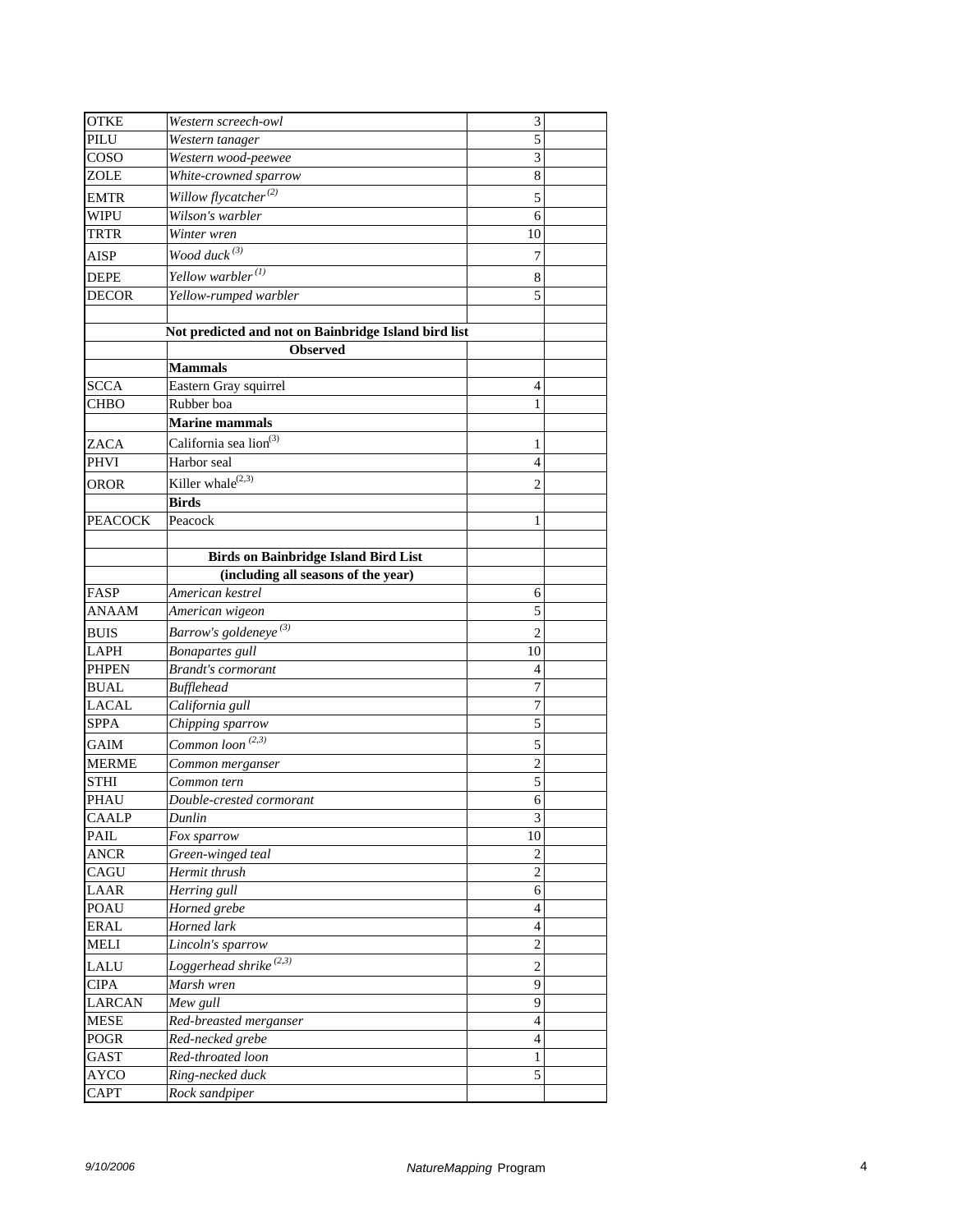| | | | |
|---|---|---|---|
| OTKE | *Western screech-owl* | 3 | |
| PILU | *Western tanager* | 5 | |
| COSO | *Western wood-peewee* | 3 | |
| ZOLE | *White-crowned sparrow* | 8 | |
| EMTR | *Willow flycatcher* [(2)] | 5 | |
| WIPU | *Wilson's warbler* | 6 | |
| TRTR | *Winter wren* | 10 | |
| AISP | *Wood duck* [(3)] | 7 | |
| DEPE | *Yellow warbler* [(1)] | 8 | |
| DECOR | *Yellow-rumped warbler* | 5 | |
| | | | |
| | **Not predicted and not on Bainbridge Island bird list** | | |
| | **Observed** | | |
| | **Mammals** | | |
| SCCA | Eastern Gray squirrel | 4 | |
| CHBO | Rubber boa | 1 | |
| | **Marine mammals** | | |
| ZACA | California sea lion[(3)] | 1 | |
| PHVI | Harbor seal | 4 | |
| OROR | Killer whale[(2,3)] | 2 | |
| | **Birds** | | |
| PEACOCK | Peacock | 1 | |
| | | | |
| | **Birds on Bainbridge Island Bird List** | | |
| | **(including all seasons of the year)** | | |
| FASP | *American kestrel* | 6 | |
| ANAAM | *American wigeon* | 5 | |
| BUIS | *Barrow's goldeneye* [(3)] | 2 | |
| LAPH | *Bonapartes gull* | 10 | |
| PHPEN | *Brandt's cormorant* | 4 | |
| BUAL | *Bufflehead* | 7 | |
| LACAL | *California gull* | 7 | |
| SPPA | *Chipping sparrow* | 5 | |
| GAIM | *Common loon* [(2,3)] | 5 | |
| MERME | *Common merganser* | 2 | |
| STHI | *Common tern* | 5 | |
| PHAU | *Double-crested cormorant* | 6 | |
| CAALP | *Dunlin* | 3 | |
| PAIL | *Fox sparrow* | 10 | |
| ANCR | *Green-winged teal* | 2 | |
| CAGU | *Hermit thrush* | 2 | |
| LAAR | *Herring gull* | 6 | |
| POAU | *Horned grebe* | 4 | |
| ERAL | *Horned lark* | 4 | |
| MELI | *Lincoln's sparrow* | 2 | |
| LALU | *Loggerhead shrike* [(2,3)] | 2 | |
| CIPA | *Marsh wren* | 9 | |
| LARCAN | *Mew gull* | 9 | |
| MESE | *Red-breasted merganser* | 4 | |
| POGR | *Red-necked grebe* | 4 | |
| GAST | *Red-throated loon* | 1 | |
| AYCO | *Ring-necked duck* | 5 | |
| CAPT | *Rock sandpiper* | | |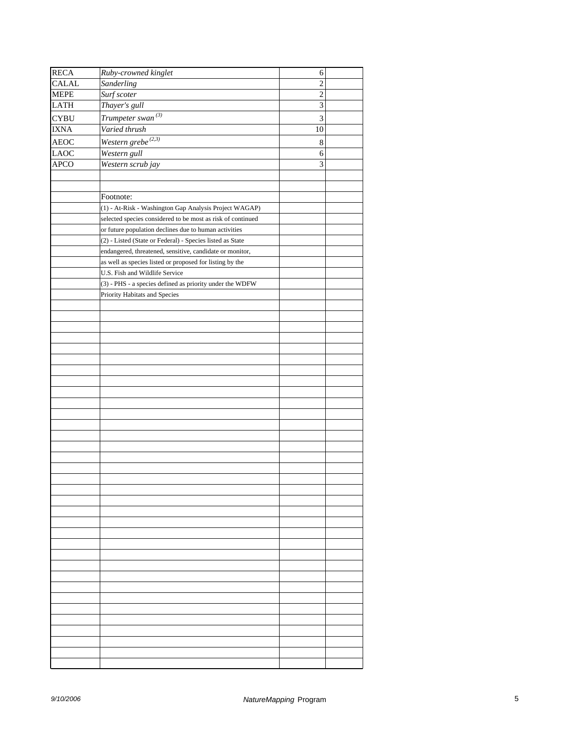| | | | |
|---|---|---|---|
| RECA | *Ruby-crowned kinglet* | 6 | |
| CALAL | *Sanderling* | 2 | |
| MEPE | *Surf scoter* | 2 | |
| LATH | *Thayer's gull* | 3 | |
| CYBU | *Trumpeter swan* (3) | 3 | |
| IXNA | *Varied thrush* | 10 | |
| AEOC | *Western grebe* (2,3) | 8 | |
| LAOC | *Western gull* | 6 | |
| APCO | *Western scrub jay* | 3 | |

Footnote:

(1) - At-Risk - Washington Gap Analysis Project WAGAP) selected species considered to be most as risk of continued or future population declines due to human activities

(2) - Listed (State or Federal) - Species listed as State endangered, threatened, sensitive, candidate or monitor, as well as species listed or proposed for listing by the U.S. Fish and Wildlife Service

(3) - PHS - a species defined as priority under the WDFW Priority Habitats and Species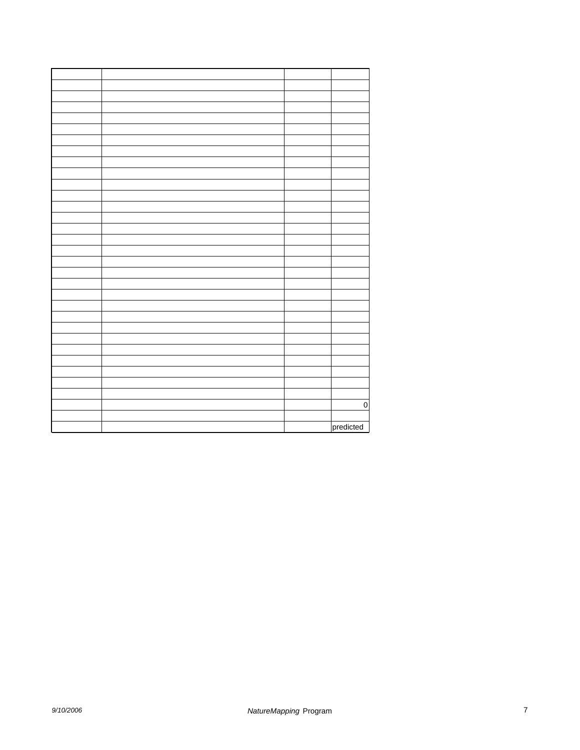| | | | |
|---|---|---|---|
| | | | |
| | | | |
| | | | |
| | | | |
| | | | |
| | | | |
| | | | |
| | | | |
| | | | |
| | | | |
| | | | |
| | | | |
| | | | |
| | | | |
| | | | |
| | | | |
| | | | |
| | | | |
| | | | |
| | | | |
| | | | |
| | | | |
| | | | |
| | | | |
| | | | |
| | | | |
| | | | |
| | | | |
| | | | |
| | | | 0 |
| | | | |
| | | | predicted |